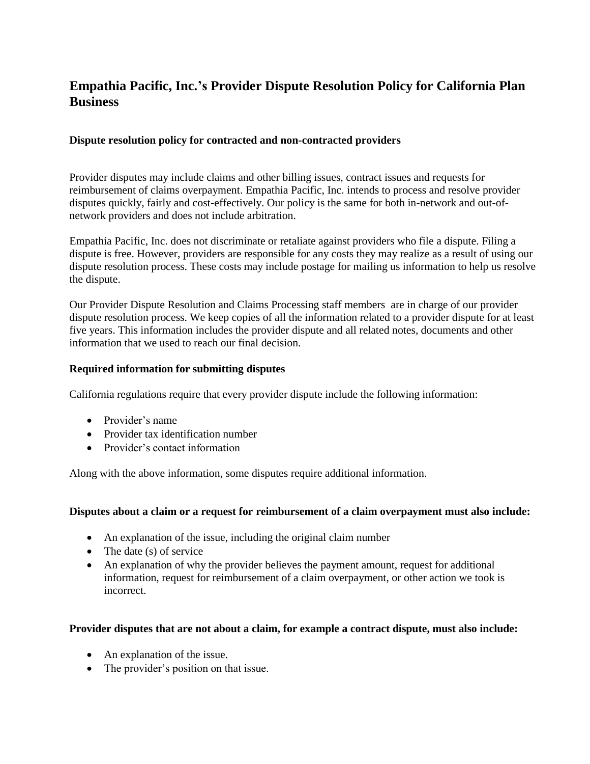# Empathia Pacific, Inc.'s Provider Dispute Resolution Policy for California Plan Business

### Dispute resolution policy for contracted and non-contracted providers

Provider disputes may include claims and other billing issues, contract issues and requests for reimbursement of claims overpayment. Empathia Pacific, Inc. intends to process and resolve provider disputes quickly, fairly and cost-effectively. Our policy is the same for both in-network and out-of-network providers and does not include arbitration.

Empathia Pacific, Inc. does not discriminate or retaliate against providers who file a dispute. Filing a dispute is free. However, providers are responsible for any costs they may realize as a result of using our dispute resolution process. These costs may include postage for mailing us information to help us resolve the dispute.

Our Provider Dispute Resolution and Claims Processing staff members are in charge of our provider dispute resolution process. We keep copies of all the information related to a provider dispute for at least five years. This information includes the provider dispute and all related notes, documents and other information that we used to reach our final decision.

### Required information for submitting disputes

California regulations require that every provider dispute include the following information:

- Provider's name
- Provider tax identification number
- Provider's contact information

Along with the above information, some disputes require additional information.

### Disputes about a claim or a request for reimbursement of a claim overpayment must also include:

- An explanation of the issue, including the original claim number
- The date (s) of service
- An explanation of why the provider believes the payment amount, request for additional information, request for reimbursement of a claim overpayment, or other action we took is incorrect.

### Provider disputes that are not about a claim, for example a contract dispute, must also include:

- An explanation of the issue.
- The provider's position on that issue.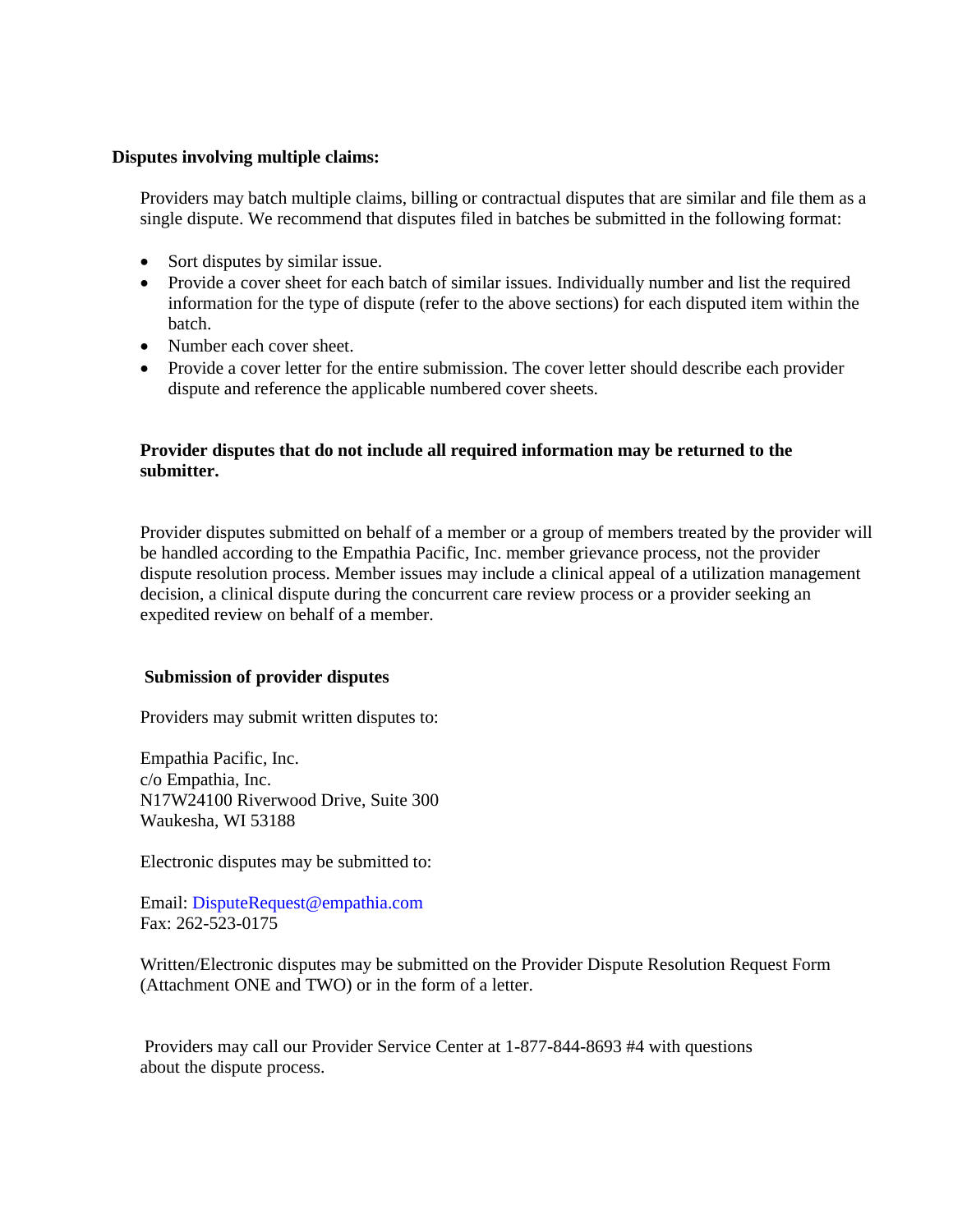**Disputes involving multiple claims:**

Providers may batch multiple claims, billing or contractual disputes that are similar and file them as a single dispute. We recommend that disputes filed in batches be submitted in the following format:

- Sort disputes by similar issue.
- Provide a cover sheet for each batch of similar issues. Individually number and list the required information for the type of dispute (refer to the above sections) for each disputed item within the batch.
- Number each cover sheet.
- Provide a cover letter for the entire submission. The cover letter should describe each provider dispute and reference the applicable numbered cover sheets.

**Provider disputes that do not include all required information may be returned to the submitter.**

Provider disputes submitted on behalf of a member or a group of members treated by the provider will be handled according to the Empathia Pacific, Inc. member grievance process, not the provider dispute resolution process. Member issues may include a clinical appeal of a utilization management decision, a clinical dispute during the concurrent care review process or a provider seeking an expedited review on behalf of a member.

**Submission of provider disputes**

Providers may submit written disputes to:

Empathia Pacific, Inc.
c/o Empathia, Inc.
N17W24100 Riverwood Drive, Suite 300
Waukesha, WI 53188

Electronic disputes may be submitted to:

Email: DisputeRequest@empathia.com
Fax: 262-523-0175

Written/Electronic disputes may be submitted on the Provider Dispute Resolution Request Form (Attachment ONE and TWO) or in the form of a letter.

Providers may call our Provider Service Center at 1-877-844-8693 #4 with questions about the dispute process.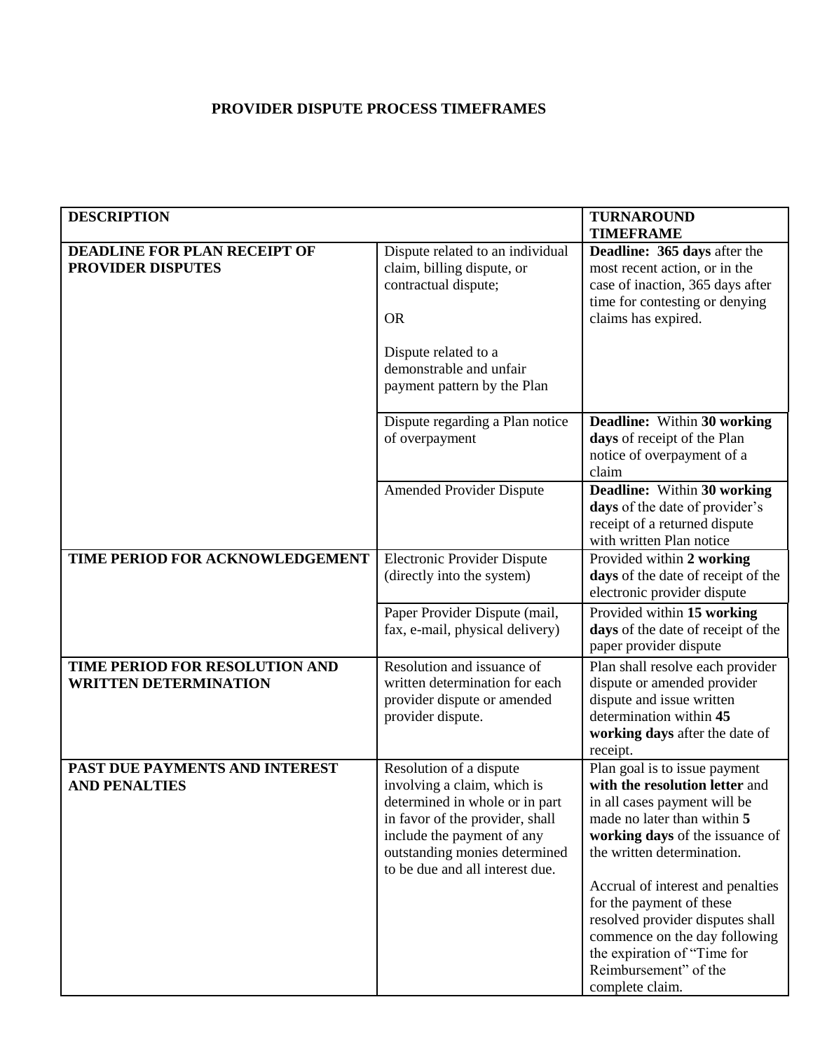# PROVIDER DISPUTE PROCESS TIMEFRAMES

| DESCRIPTION | | TURNAROUND TIMEFRAME |
|---|---|---|
| **DEADLINE FOR PLAN RECEIPT OF PROVIDER DISPUTES** | Dispute related to an individual claim, billing dispute, or contractual dispute;<br><br>OR<br><br>Dispute related to a demonstrable and unfair payment pattern by the Plan | **Deadline: 365 days** after the most recent action, or in the case of inaction, 365 days after time for contesting or denying claims has expired. |
| | Dispute regarding a Plan notice of overpayment | **Deadline:** Within **30 working days** of receipt of the Plan notice of overpayment of a claim |
| | Amended Provider Dispute | **Deadline:** Within **30 working days** of the date of provider's receipt of a returned dispute with written Plan notice |
| **TIME PERIOD FOR ACKNOWLEDGEMENT** | Electronic Provider Dispute (directly into the system) | Provided within **2 working days** of the date of receipt of the electronic provider dispute |
| | Paper Provider Dispute (mail, fax, e-mail, physical delivery) | Provided within **15 working days** of the date of receipt of the paper provider dispute |
| **TIME PERIOD FOR RESOLUTION AND WRITTEN DETERMINATION** | Resolution and issuance of written determination for each provider dispute or amended provider dispute. | Plan shall resolve each provider dispute or amended provider dispute and issue written determination within **45 working days** after the date of receipt. |
| **PAST DUE PAYMENTS AND INTEREST AND PENALTIES** | Resolution of a dispute involving a claim, which is determined in whole or in part in favor of the provider, shall include the payment of any outstanding monies determined to be due and all interest due. | Plan goal is to issue payment **with the resolution letter** and in all cases payment will be made no later than within **5 working days** of the issuance of the written determination.<br><br>Accrual of interest and penalties for the payment of these resolved provider disputes shall commence on the day following the expiration of "Time for Reimbursement" of the complete claim. |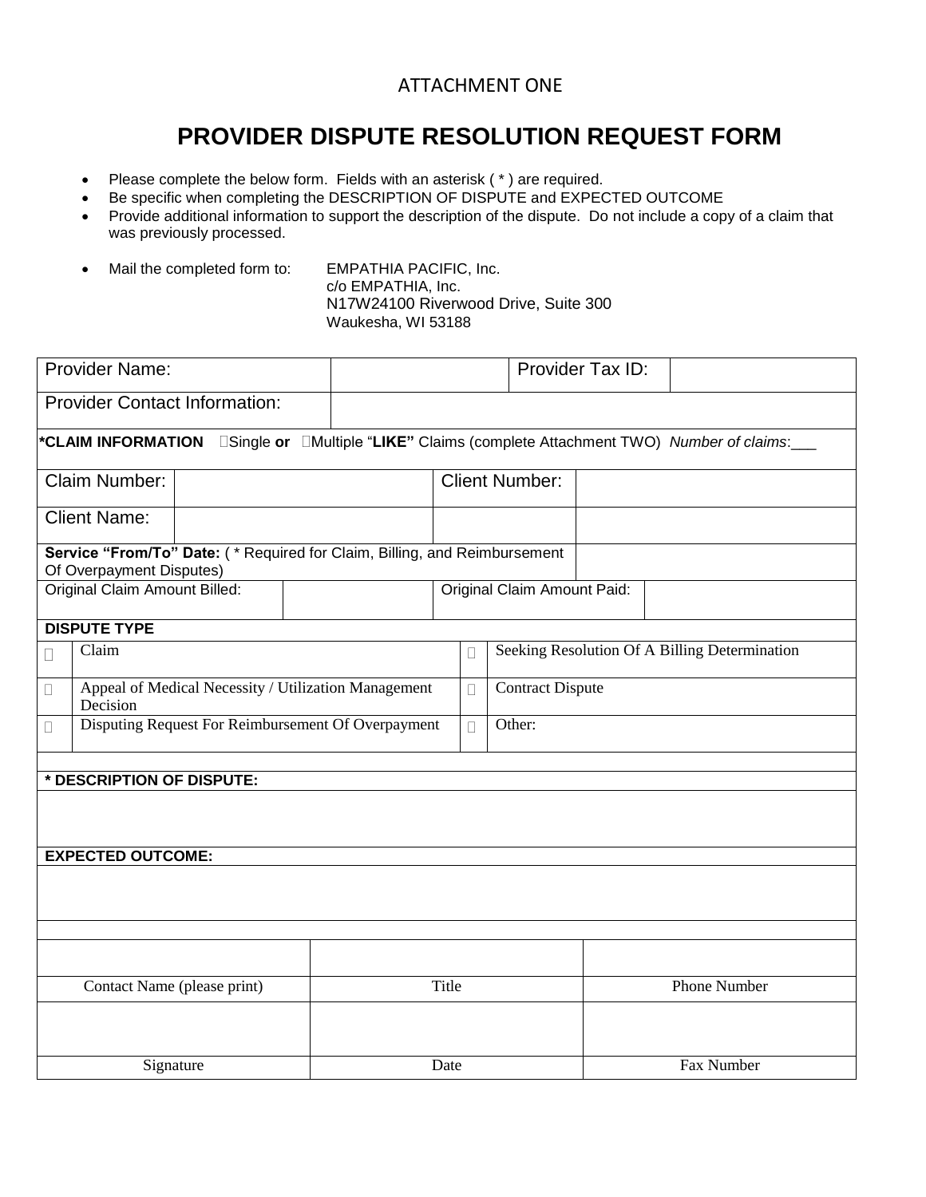ATTACHMENT ONE

# PROVIDER DISPUTE RESOLUTION REQUEST FORM

- Please complete the below form. Fields with an asterisk ( * ) are required.
- Be specific when completing the DESCRIPTION OF DISPUTE and EXPECTED OUTCOME
- Provide additional information to support the description of the dispute. Do not include a copy of a claim that was previously processed.
- Mail the completed form to: EMPATHIA PACIFIC, Inc.
  c/o EMPATHIA, Inc.
  N17W24100 Riverwood Drive, Suite 300
  Waukesha, WI 53188

| | | | |
|---|---|---|---|
| Provider Name: | | Provider Tax ID: | |
| Provider Contact Information: | | | |

**\*CLAIM INFORMATION** ☐Single **or** ☐Multiple "**LIKE**" Claims (complete Attachment TWO) *Number of claims*:___

| | | | |
|---|---|---|---|
| Claim Number: | | Client Number: | |
| Client Name: | | | |
| **Service "From/To" Date:** ( * Required for Claim, Billing, and Reimbursement Of Overpayment Disputes) | | | |
| Original Claim Amount Billed: | | Original Claim Amount Paid: | |

**DISPUTE TYPE**

| | | | |
|---|---|---|---|
| ☐ | Claim | ☐ | Seeking Resolution Of A Billing Determination |
| ☐ | Appeal of Medical Necessity / Utilization Management Decision | ☐ | Contract Dispute |
| ☐ | Disputing Request For Reimbursement Of Overpayment | ☐ | Other: |

**\* DESCRIPTION OF DISPUTE:**

**EXPECTED OUTCOME:**

| | | |
|---|---|---|
| | | |
| Contact Name (please print) | Title | Phone Number |
| | | |
| Signature | Date | Fax Number |